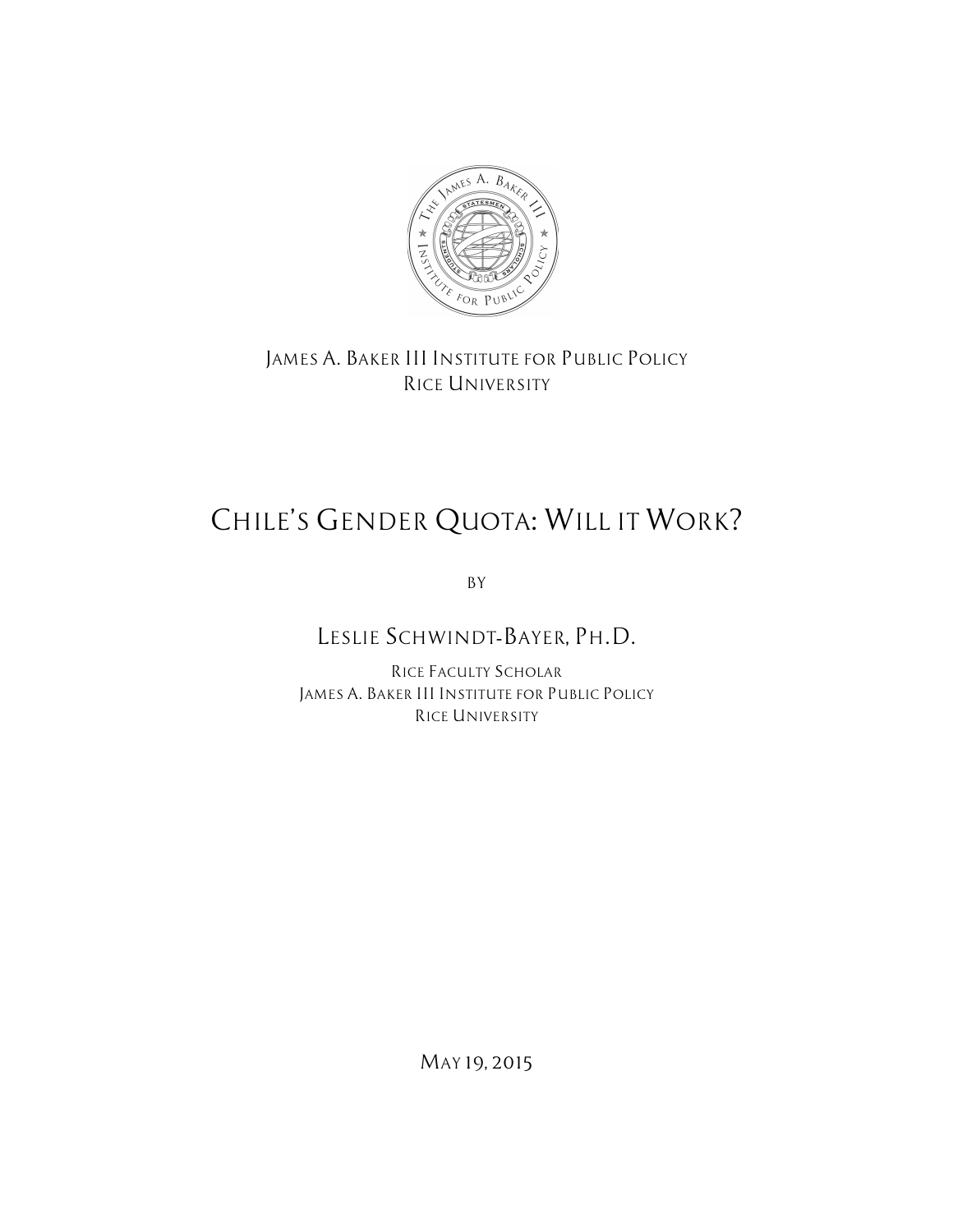James A. Baker III Institute for Public Policy
Rice University

# Chile's Gender Quota: Will it Work?

By

## Leslie Schwindt-Bayer, Ph.D.

Rice Faculty Scholar
James A. Baker III Institute for Public Policy
Rice University

May 19, 2015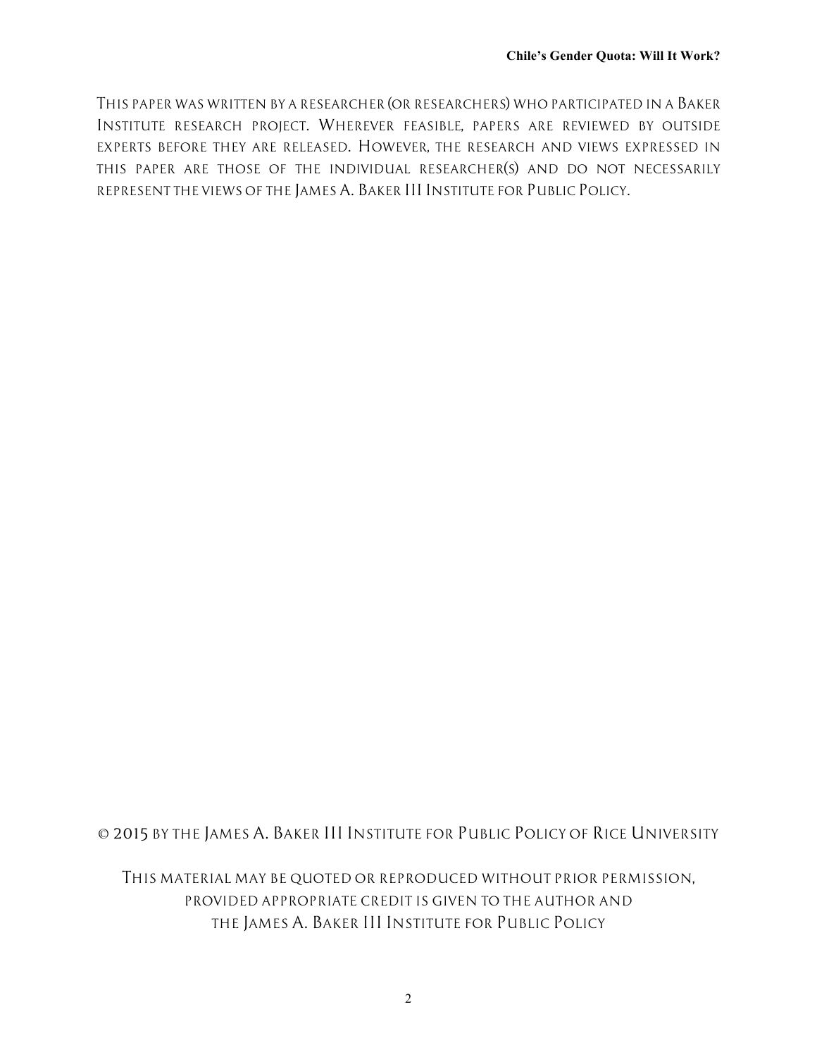This paper was written by a researcher (or researchers) who participated in a Baker Institute research project. Wherever feasible, papers are reviewed by outside experts before they are released. However, the research and views expressed in this paper are those of the individual researcher(s) and do not necessarily represent the views of the James A. Baker III Institute for Public Policy.

© 2015 by the James A. Baker III Institute for Public Policy of Rice University

This material may be quoted or reproduced without prior permission, provided appropriate credit is given to the author and the James A. Baker III Institute for Public Policy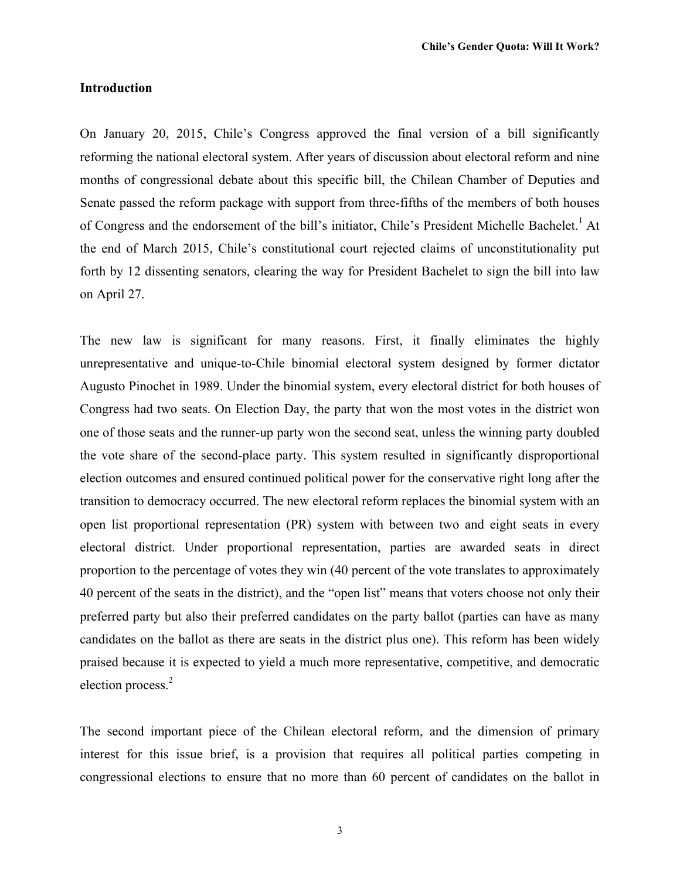## Introduction

On January 20, 2015, Chile's Congress approved the final version of a bill significantly reforming the national electoral system. After years of discussion about electoral reform and nine months of congressional debate about this specific bill, the Chilean Chamber of Deputies and Senate passed the reform package with support from three-fifths of the members of both houses of Congress and the endorsement of the bill's initiator, Chile's President Michelle Bachelet.[1] At the end of March 2015, Chile's constitutional court rejected claims of unconstitutionality put forth by 12 dissenting senators, clearing the way for President Bachelet to sign the bill into law on April 27.

The new law is significant for many reasons. First, it finally eliminates the highly unrepresentative and unique-to-Chile binomial electoral system designed by former dictator Augusto Pinochet in 1989. Under the binomial system, every electoral district for both houses of Congress had two seats. On Election Day, the party that won the most votes in the district won one of those seats and the runner-up party won the second seat, unless the winning party doubled the vote share of the second-place party. This system resulted in significantly disproportional election outcomes and ensured continued political power for the conservative right long after the transition to democracy occurred. The new electoral reform replaces the binomial system with an open list proportional representation (PR) system with between two and eight seats in every electoral district. Under proportional representation, parties are awarded seats in direct proportion to the percentage of votes they win (40 percent of the vote translates to approximately 40 percent of the seats in the district), and the "open list" means that voters choose not only their preferred party but also their preferred candidates on the party ballot (parties can have as many candidates on the ballot as there are seats in the district plus one). This reform has been widely praised because it is expected to yield a much more representative, competitive, and democratic election process.[2]

The second important piece of the Chilean electoral reform, and the dimension of primary interest for this issue brief, is a provision that requires all political parties competing in congressional elections to ensure that no more than 60 percent of candidates on the ballot in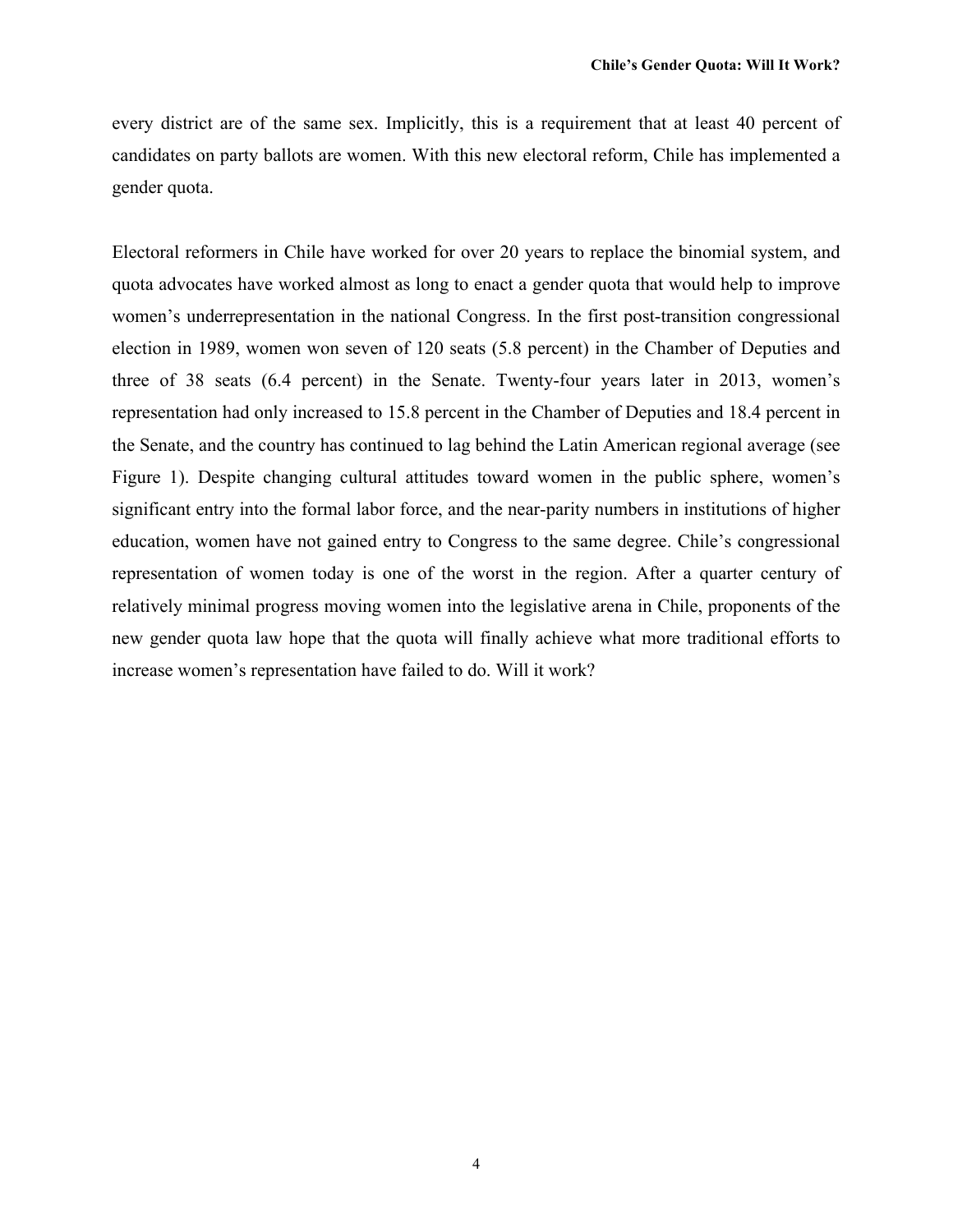every district are of the same sex. Implicitly, this is a requirement that at least 40 percent of candidates on party ballots are women. With this new electoral reform, Chile has implemented a gender quota.

Electoral reformers in Chile have worked for over 20 years to replace the binomial system, and quota advocates have worked almost as long to enact a gender quota that would help to improve women's underrepresentation in the national Congress. In the first post-transition congressional election in 1989, women won seven of 120 seats (5.8 percent) in the Chamber of Deputies and three of 38 seats (6.4 percent) in the Senate. Twenty-four years later in 2013, women's representation had only increased to 15.8 percent in the Chamber of Deputies and 18.4 percent in the Senate, and the country has continued to lag behind the Latin American regional average (see Figure 1). Despite changing cultural attitudes toward women in the public sphere, women's significant entry into the formal labor force, and the near-parity numbers in institutions of higher education, women have not gained entry to Congress to the same degree. Chile's congressional representation of women today is one of the worst in the region. After a quarter century of relatively minimal progress moving women into the legislative arena in Chile, proponents of the new gender quota law hope that the quota will finally achieve what more traditional efforts to increase women's representation have failed to do. Will it work?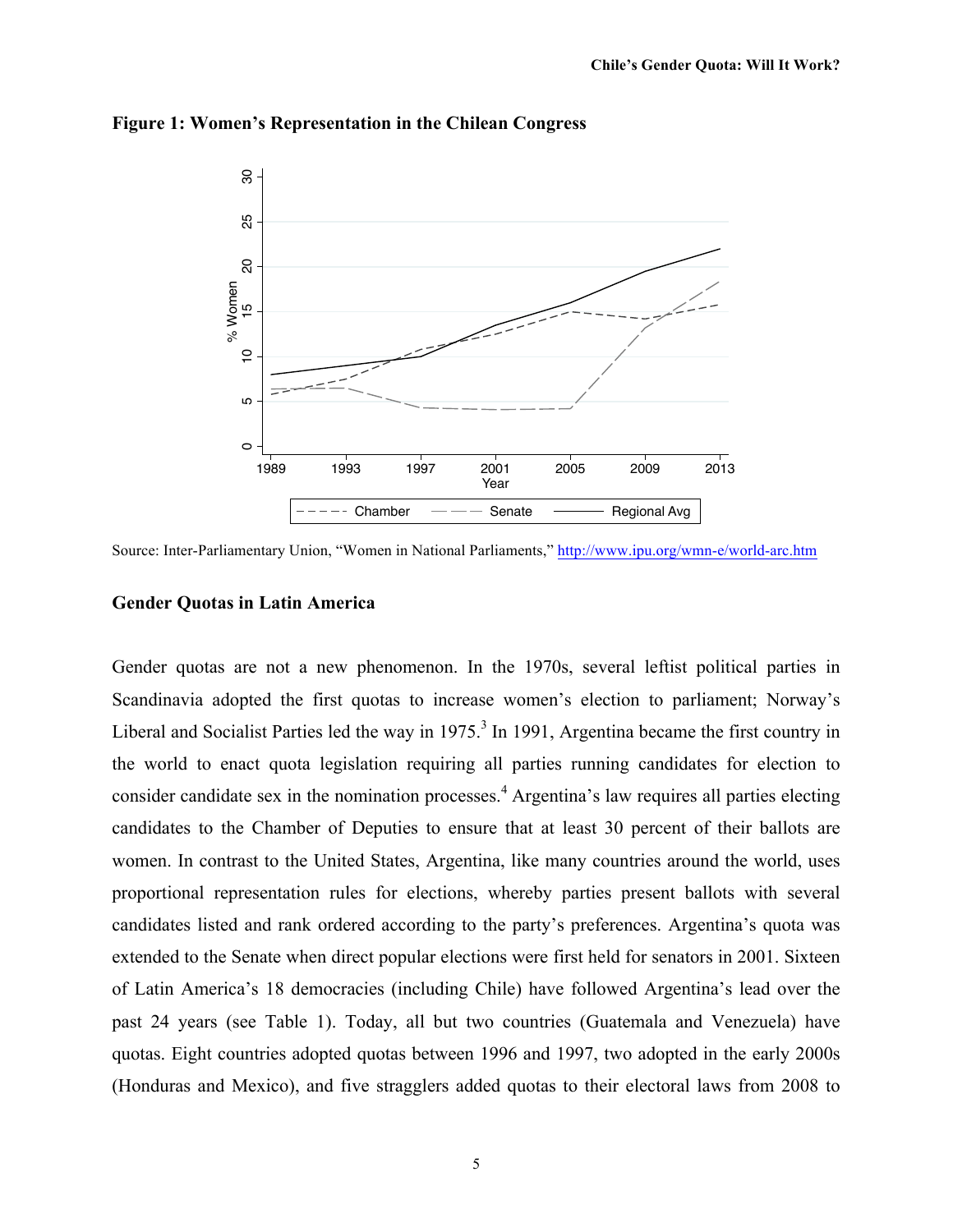**Figure 1: Women's Representation in the Chilean Congress**

% Women

30
25
20
15
10
5
0

1989 1993 1997 2001 2005 2009 2013

Year

Chamber
Senate
Regional Avg

Source: Inter-Parliamentary Union, "Women in National Parliaments," http://www.ipu.org/wmn-e/world-arc.htm

## Gender Quotas in Latin America

Gender quotas are not a new phenomenon. In the 1970s, several leftist political parties in Scandinavia adopted the first quotas to increase women's election to parliament; Norway's Liberal and Socialist Parties led the way in 1975.[3] In 1991, Argentina became the first country in the world to enact quota legislation requiring all parties running candidates for election to consider candidate sex in the nomination processes.[4] Argentina's law requires all parties electing candidates to the Chamber of Deputies to ensure that at least 30 percent of their ballots are women. In contrast to the United States, Argentina, like many countries around the world, uses proportional representation rules for elections, whereby parties present ballots with several candidates listed and rank ordered according to the party's preferences. Argentina's quota was extended to the Senate when direct popular elections were first held for senators in 2001. Sixteen of Latin America's 18 democracies (including Chile) have followed Argentina's lead over the past 24 years (see Table 1). Today, all but two countries (Guatemala and Venezuela) have quotas. Eight countries adopted quotas between 1996 and 1997, two adopted in the early 2000s (Honduras and Mexico), and five stragglers added quotas to their electoral laws from 2008 to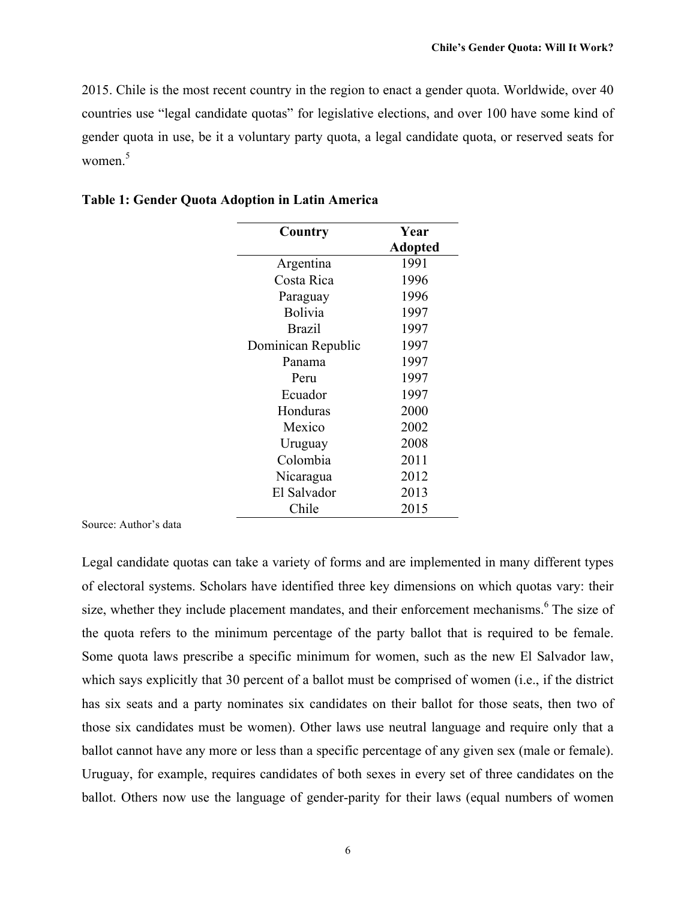2015. Chile is the most recent country in the region to enact a gender quota. Worldwide, over 40 countries use "legal candidate quotas" for legislative elections, and over 100 have some kind of gender quota in use, be it a voluntary party quota, a legal candidate quota, or reserved seats for women.[5]

**Table 1: Gender Quota Adoption in Latin America**

| Country | Year Adopted |
|---|---|
| Argentina | 1991 |
| Costa Rica | 1996 |
| Paraguay | 1996 |
| Bolivia | 1997 |
| Brazil | 1997 |
| Dominican Republic | 1997 |
| Panama | 1997 |
| Peru | 1997 |
| Ecuador | 1997 |
| Honduras | 2000 |
| Mexico | 2002 |
| Uruguay | 2008 |
| Colombia | 2011 |
| Nicaragua | 2012 |
| El Salvador | 2013 |
| Chile | 2015 |

Source: Author's data

Legal candidate quotas can take a variety of forms and are implemented in many different types of electoral systems. Scholars have identified three key dimensions on which quotas vary: their size, whether they include placement mandates, and their enforcement mechanisms.[6] The size of the quota refers to the minimum percentage of the party ballot that is required to be female. Some quota laws prescribe a specific minimum for women, such as the new El Salvador law, which says explicitly that 30 percent of a ballot must be comprised of women (i.e., if the district has six seats and a party nominates six candidates on their ballot for those seats, then two of those six candidates must be women). Other laws use neutral language and require only that a ballot cannot have any more or less than a specific percentage of any given sex (male or female). Uruguay, for example, requires candidates of both sexes in every set of three candidates on the ballot. Others now use the language of gender-parity for their laws (equal numbers of women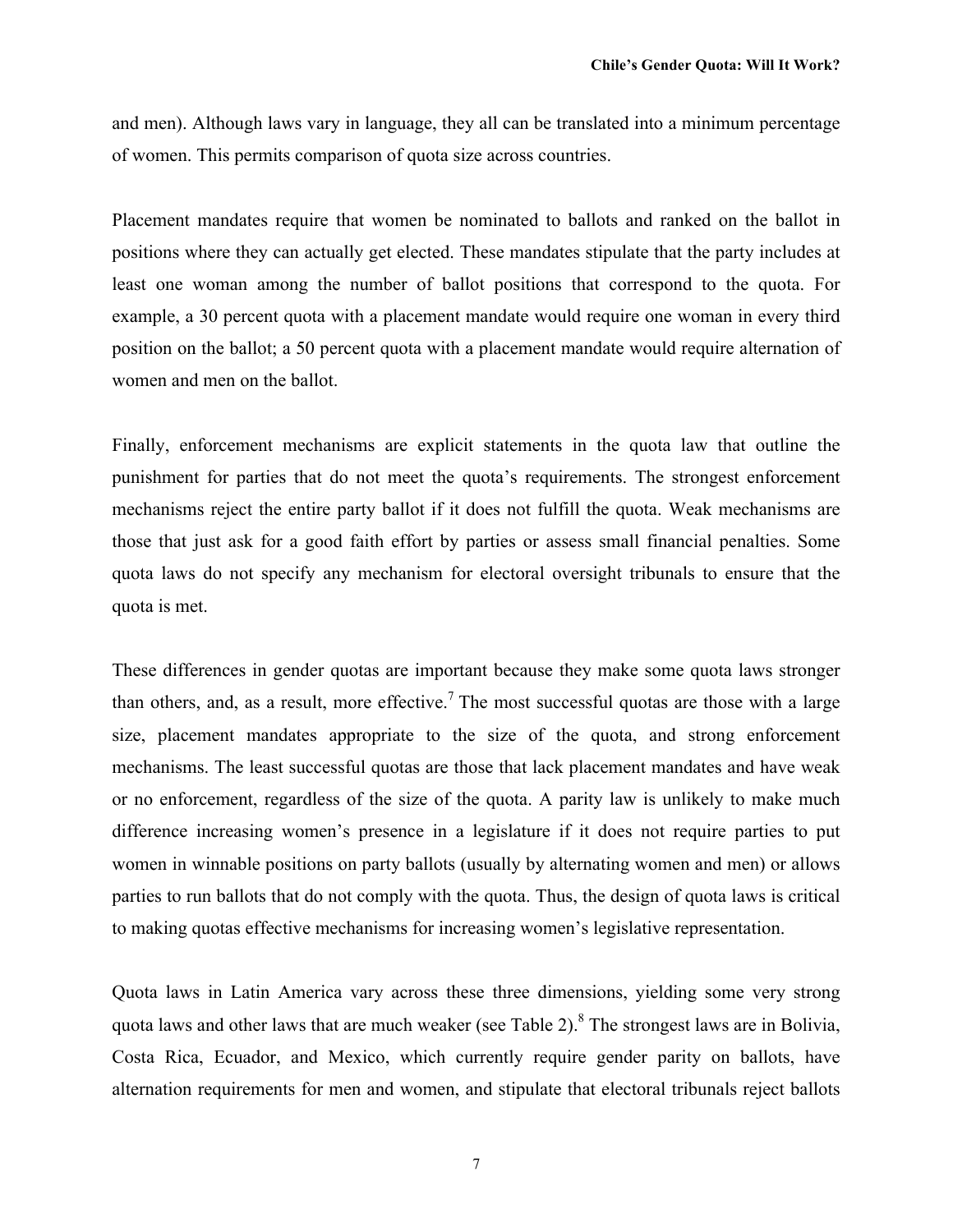and men). Although laws vary in language, they all can be translated into a minimum percentage of women. This permits comparison of quota size across countries.

Placement mandates require that women be nominated to ballots and ranked on the ballot in positions where they can actually get elected. These mandates stipulate that the party includes at least one woman among the number of ballot positions that correspond to the quota. For example, a 30 percent quota with a placement mandate would require one woman in every third position on the ballot; a 50 percent quota with a placement mandate would require alternation of women and men on the ballot.

Finally, enforcement mechanisms are explicit statements in the quota law that outline the punishment for parties that do not meet the quota's requirements. The strongest enforcement mechanisms reject the entire party ballot if it does not fulfill the quota. Weak mechanisms are those that just ask for a good faith effort by parties or assess small financial penalties. Some quota laws do not specify any mechanism for electoral oversight tribunals to ensure that the quota is met.

These differences in gender quotas are important because they make some quota laws stronger than others, and, as a result, more effective.[7] The most successful quotas are those with a large size, placement mandates appropriate to the size of the quota, and strong enforcement mechanisms. The least successful quotas are those that lack placement mandates and have weak or no enforcement, regardless of the size of the quota. A parity law is unlikely to make much difference increasing women's presence in a legislature if it does not require parties to put women in winnable positions on party ballots (usually by alternating women and men) or allows parties to run ballots that do not comply with the quota. Thus, the design of quota laws is critical to making quotas effective mechanisms for increasing women's legislative representation.

Quota laws in Latin America vary across these three dimensions, yielding some very strong quota laws and other laws that are much weaker (see Table 2).[8] The strongest laws are in Bolivia, Costa Rica, Ecuador, and Mexico, which currently require gender parity on ballots, have alternation requirements for men and women, and stipulate that electoral tribunals reject ballots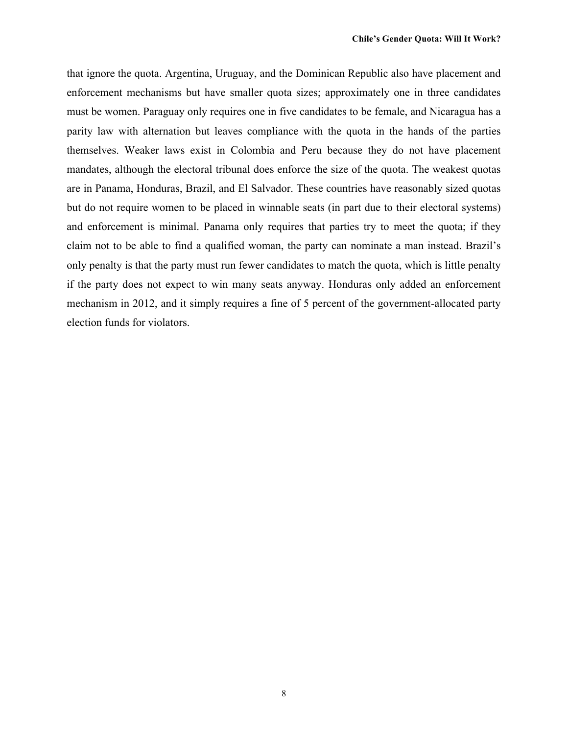that ignore the quota. Argentina, Uruguay, and the Dominican Republic also have placement and enforcement mechanisms but have smaller quota sizes; approximately one in three candidates must be women. Paraguay only requires one in five candidates to be female, and Nicaragua has a parity law with alternation but leaves compliance with the quota in the hands of the parties themselves. Weaker laws exist in Colombia and Peru because they do not have placement mandates, although the electoral tribunal does enforce the size of the quota. The weakest quotas are in Panama, Honduras, Brazil, and El Salvador. These countries have reasonably sized quotas but do not require women to be placed in winnable seats (in part due to their electoral systems) and enforcement is minimal. Panama only requires that parties try to meet the quota; if they claim not to be able to find a qualified woman, the party can nominate a man instead. Brazil's only penalty is that the party must run fewer candidates to match the quota, which is little penalty if the party does not expect to win many seats anyway. Honduras only added an enforcement mechanism in 2012, and it simply requires a fine of 5 percent of the government-allocated party election funds for violators.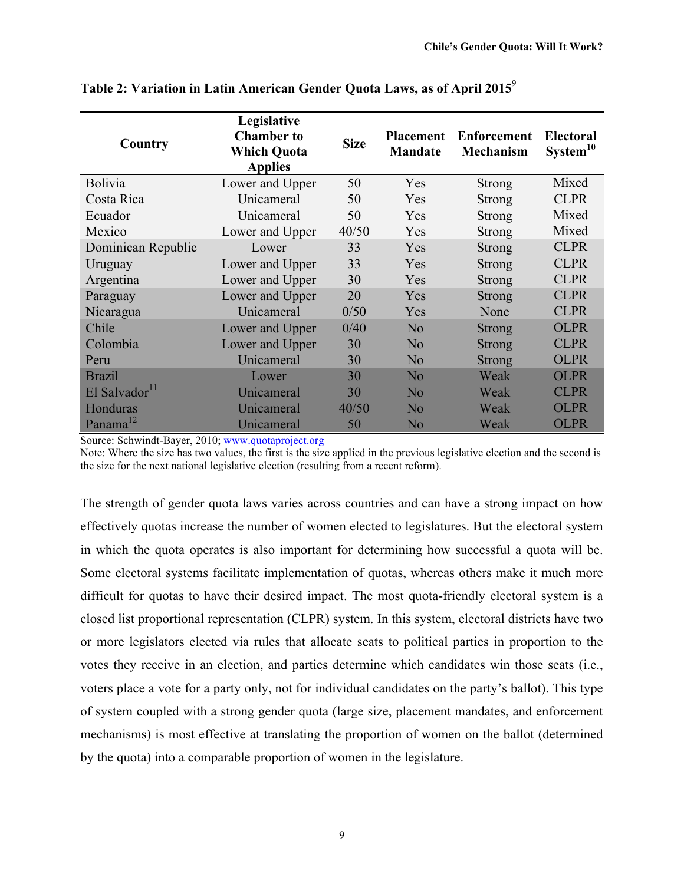**Table 2: Variation in Latin American Gender Quota Laws, as of April 2015**[9]

| Country | Legislative Chamber to Which Quota Applies | Size | Placement Mandate | Enforcement Mechanism | Electoral System[10] |
|---|---|---|---|---|---|
| Bolivia | Lower and Upper | 50 | Yes | Strong | Mixed |
| Costa Rica | Unicameral | 50 | Yes | Strong | CLPR |
| Ecuador | Unicameral | 50 | Yes | Strong | Mixed |
| Mexico | Lower and Upper | 40/50 | Yes | Strong | Mixed |
| Dominican Republic | Lower | 33 | Yes | Strong | CLPR |
| Uruguay | Lower and Upper | 33 | Yes | Strong | CLPR |
| Argentina | Lower and Upper | 30 | Yes | Strong | CLPR |
| Paraguay | Lower and Upper | 20 | Yes | Strong | CLPR |
| Nicaragua | Unicameral | 0/50 | Yes | None | CLPR |
| Chile | Lower and Upper | 0/40 | No | Strong | OLPR |
| Colombia | Lower and Upper | 30 | No | Strong | CLPR |
| Peru | Unicameral | 30 | No | Strong | OLPR |
| Brazil | Lower | 30 | No | Weak | OLPR |
| El Salvador[11] | Unicameral | 30 | No | Weak | CLPR |
| Honduras | Unicameral | 40/50 | No | Weak | OLPR |
| Panama[12] | Unicameral | 50 | No | Weak | OLPR |

Source: Schwindt-Bayer, 2010; www.quotaproject.org

Note: Where the size has two values, the first is the size applied in the previous legislative election and the second is the size for the next national legislative election (resulting from a recent reform).

The strength of gender quota laws varies across countries and can have a strong impact on how effectively quotas increase the number of women elected to legislatures. But the electoral system in which the quota operates is also important for determining how successful a quota will be. Some electoral systems facilitate implementation of quotas, whereas others make it much more difficult for quotas to have their desired impact. The most quota-friendly electoral system is a closed list proportional representation (CLPR) system. In this system, electoral districts have two or more legislators elected via rules that allocate seats to political parties in proportion to the votes they receive in an election, and parties determine which candidates win those seats (i.e., voters place a vote for a party only, not for individual candidates on the party's ballot). This type of system coupled with a strong gender quota (large size, placement mandates, and enforcement mechanisms) is most effective at translating the proportion of women on the ballot (determined by the quota) into a comparable proportion of women in the legislature.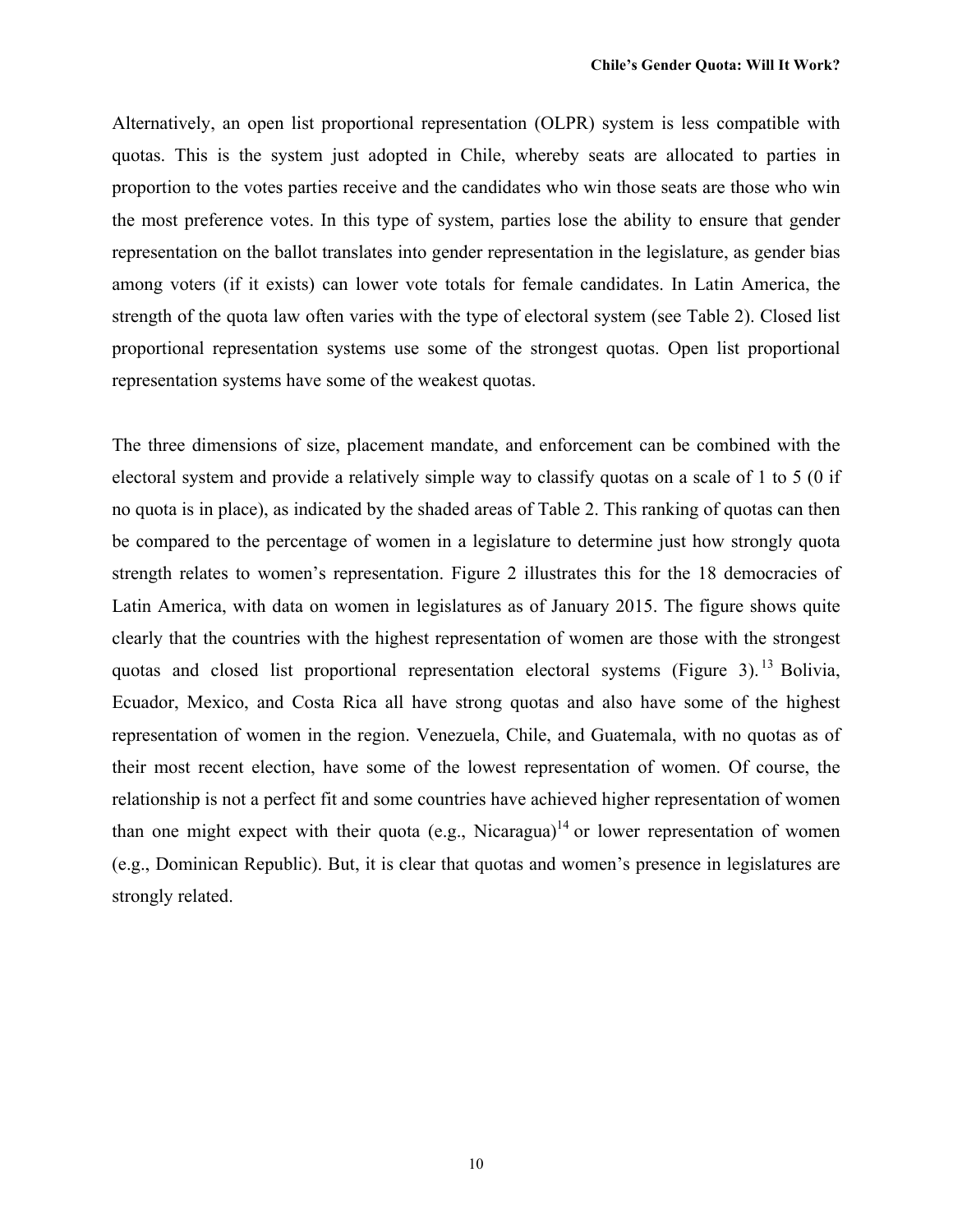Alternatively, an open list proportional representation (OLPR) system is less compatible with quotas. This is the system just adopted in Chile, whereby seats are allocated to parties in proportion to the votes parties receive and the candidates who win those seats are those who win the most preference votes. In this type of system, parties lose the ability to ensure that gender representation on the ballot translates into gender representation in the legislature, as gender bias among voters (if it exists) can lower vote totals for female candidates. In Latin America, the strength of the quota law often varies with the type of electoral system (see Table 2). Closed list proportional representation systems use some of the strongest quotas. Open list proportional representation systems have some of the weakest quotas.

The three dimensions of size, placement mandate, and enforcement can be combined with the electoral system and provide a relatively simple way to classify quotas on a scale of 1 to 5 (0 if no quota is in place), as indicated by the shaded areas of Table 2. This ranking of quotas can then be compared to the percentage of women in a legislature to determine just how strongly quota strength relates to women's representation. Figure 2 illustrates this for the 18 democracies of Latin America, with data on women in legislatures as of January 2015. The figure shows quite clearly that the countries with the highest representation of women are those with the strongest quotas and closed list proportional representation electoral systems (Figure 3).[13] Bolivia, Ecuador, Mexico, and Costa Rica all have strong quotas and also have some of the highest representation of women in the region. Venezuela, Chile, and Guatemala, with no quotas as of their most recent election, have some of the lowest representation of women. Of course, the relationship is not a perfect fit and some countries have achieved higher representation of women than one might expect with their quota (e.g., Nicaragua)[14] or lower representation of women (e.g., Dominican Republic). But, it is clear that quotas and women's presence in legislatures are strongly related.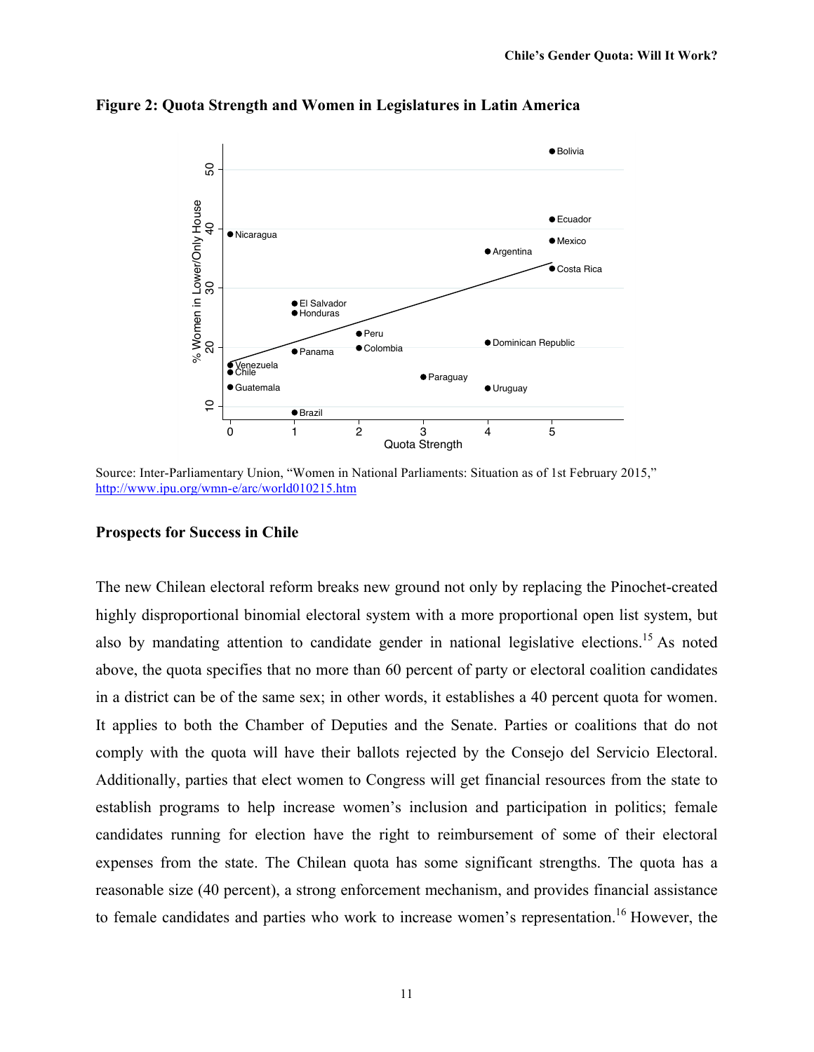**Figure 2: Quota Strength and Women in Legislatures in Latin America**

% Women in Lower/Only House

50
40
30
20
10

0
1
2
3
4
5

Quota Strength

Bolivia
Ecuador
Mexico
Nicaragua
Argentina
Costa Rica
El Salvador
Honduras
Peru
Colombia
Dominican Republic
Panama
Venezuela
Chile
Paraguay
Guatemala
Uruguay
Brazil

Source: Inter-Parliamentary Union, "Women in National Parliaments: Situation as of 1st February 2015," http://www.ipu.org/wmn-e/arc/world010215.htm

### Prospects for Success in Chile

The new Chilean electoral reform breaks new ground not only by replacing the Pinochet-created highly disproportional binomial electoral system with a more proportional open list system, but also by mandating attention to candidate gender in national legislative elections.[15] As noted above, the quota specifies that no more than 60 percent of party or electoral coalition candidates in a district can be of the same sex; in other words, it establishes a 40 percent quota for women. It applies to both the Chamber of Deputies and the Senate. Parties or coalitions that do not comply with the quota will have their ballots rejected by the Consejo del Servicio Electoral. Additionally, parties that elect women to Congress will get financial resources from the state to establish programs to help increase women's inclusion and participation in politics; female candidates running for election have the right to reimbursement of some of their electoral expenses from the state. The Chilean quota has some significant strengths. The quota has a reasonable size (40 percent), a strong enforcement mechanism, and provides financial assistance to female candidates and parties who work to increase women's representation.[16] However, the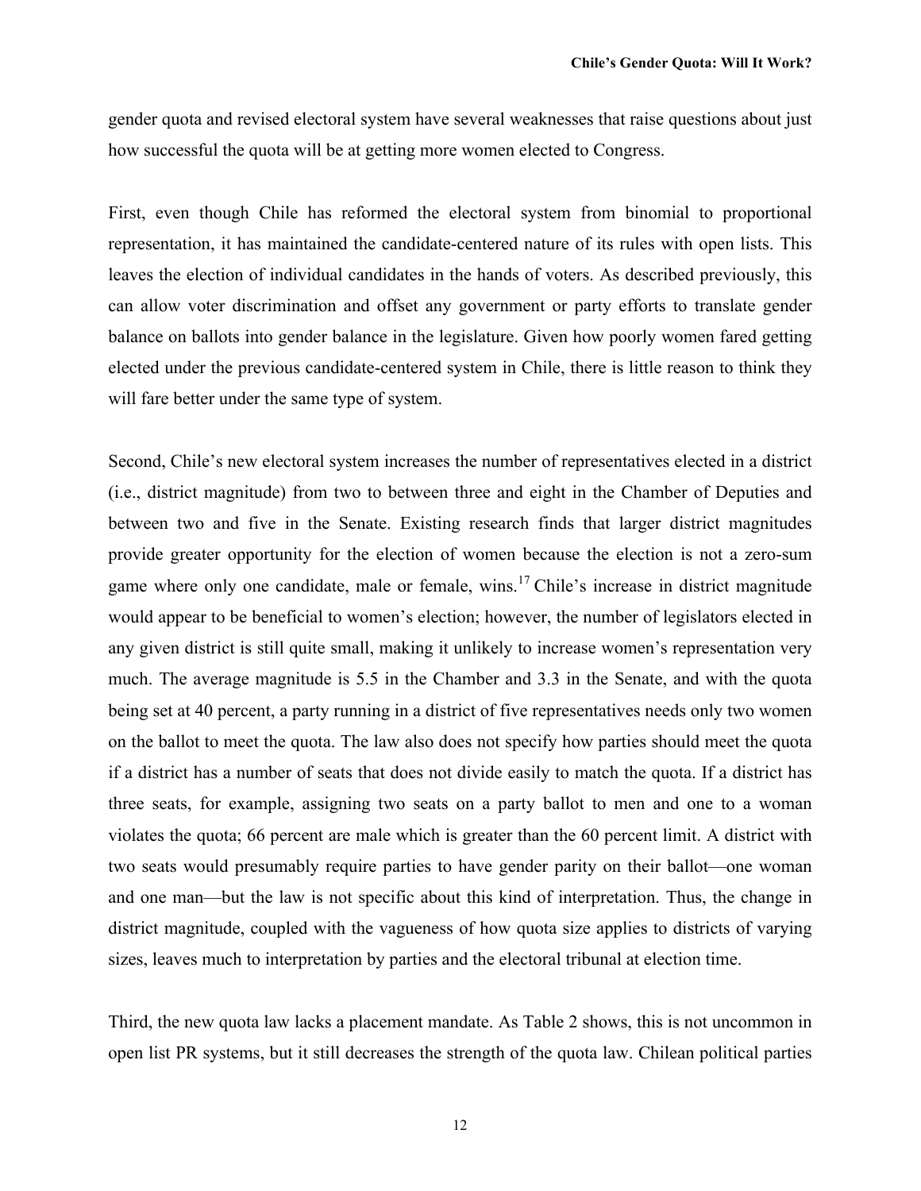gender quota and revised electoral system have several weaknesses that raise questions about just how successful the quota will be at getting more women elected to Congress.

First, even though Chile has reformed the electoral system from binomial to proportional representation, it has maintained the candidate-centered nature of its rules with open lists. This leaves the election of individual candidates in the hands of voters. As described previously, this can allow voter discrimination and offset any government or party efforts to translate gender balance on ballots into gender balance in the legislature. Given how poorly women fared getting elected under the previous candidate-centered system in Chile, there is little reason to think they will fare better under the same type of system.

Second, Chile's new electoral system increases the number of representatives elected in a district (i.e., district magnitude) from two to between three and eight in the Chamber of Deputies and between two and five in the Senate. Existing research finds that larger district magnitudes provide greater opportunity for the election of women because the election is not a zero-sum game where only one candidate, male or female, wins.[17] Chile's increase in district magnitude would appear to be beneficial to women's election; however, the number of legislators elected in any given district is still quite small, making it unlikely to increase women's representation very much. The average magnitude is 5.5 in the Chamber and 3.3 in the Senate, and with the quota being set at 40 percent, a party running in a district of five representatives needs only two women on the ballot to meet the quota. The law also does not specify how parties should meet the quota if a district has a number of seats that does not divide easily to match the quota. If a district has three seats, for example, assigning two seats on a party ballot to men and one to a woman violates the quota; 66 percent are male which is greater than the 60 percent limit. A district with two seats would presumably require parties to have gender parity on their ballot—one woman and one man—but the law is not specific about this kind of interpretation. Thus, the change in district magnitude, coupled with the vagueness of how quota size applies to districts of varying sizes, leaves much to interpretation by parties and the electoral tribunal at election time.

Third, the new quota law lacks a placement mandate. As Table 2 shows, this is not uncommon in open list PR systems, but it still decreases the strength of the quota law. Chilean political parties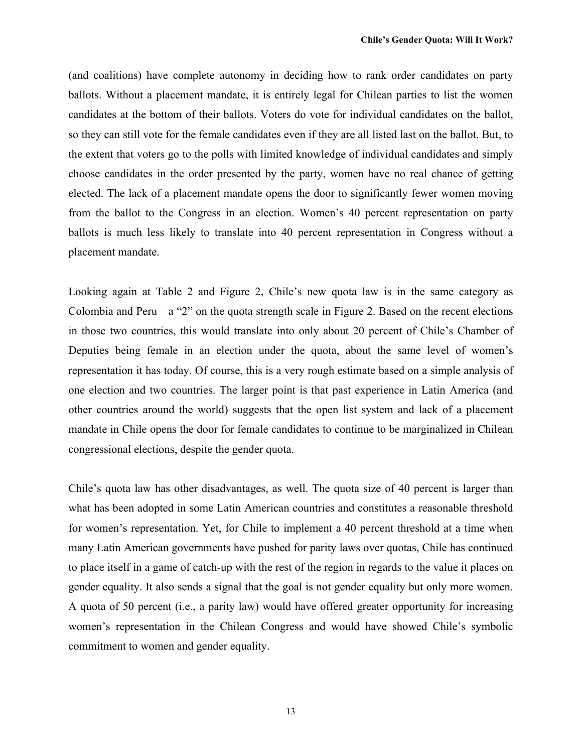(and coalitions) have complete autonomy in deciding how to rank order candidates on party ballots. Without a placement mandate, it is entirely legal for Chilean parties to list the women candidates at the bottom of their ballots. Voters do vote for individual candidates on the ballot, so they can still vote for the female candidates even if they are all listed last on the ballot. But, to the extent that voters go to the polls with limited knowledge of individual candidates and simply choose candidates in the order presented by the party, women have no real chance of getting elected. The lack of a placement mandate opens the door to significantly fewer women moving from the ballot to the Congress in an election. Women's 40 percent representation on party ballots is much less likely to translate into 40 percent representation in Congress without a placement mandate.

Looking again at Table 2 and Figure 2, Chile's new quota law is in the same category as Colombia and Peru—a "2" on the quota strength scale in Figure 2. Based on the recent elections in those two countries, this would translate into only about 20 percent of Chile's Chamber of Deputies being female in an election under the quota, about the same level of women's representation it has today. Of course, this is a very rough estimate based on a simple analysis of one election and two countries. The larger point is that past experience in Latin America (and other countries around the world) suggests that the open list system and lack of a placement mandate in Chile opens the door for female candidates to continue to be marginalized in Chilean congressional elections, despite the gender quota.

Chile's quota law has other disadvantages, as well. The quota size of 40 percent is larger than what has been adopted in some Latin American countries and constitutes a reasonable threshold for women's representation. Yet, for Chile to implement a 40 percent threshold at a time when many Latin American governments have pushed for parity laws over quotas, Chile has continued to place itself in a game of catch-up with the rest of the region in regards to the value it places on gender equality. It also sends a signal that the goal is not gender equality but only more women. A quota of 50 percent (i.e., a parity law) would have offered greater opportunity for increasing women's representation in the Chilean Congress and would have showed Chile's symbolic commitment to women and gender equality.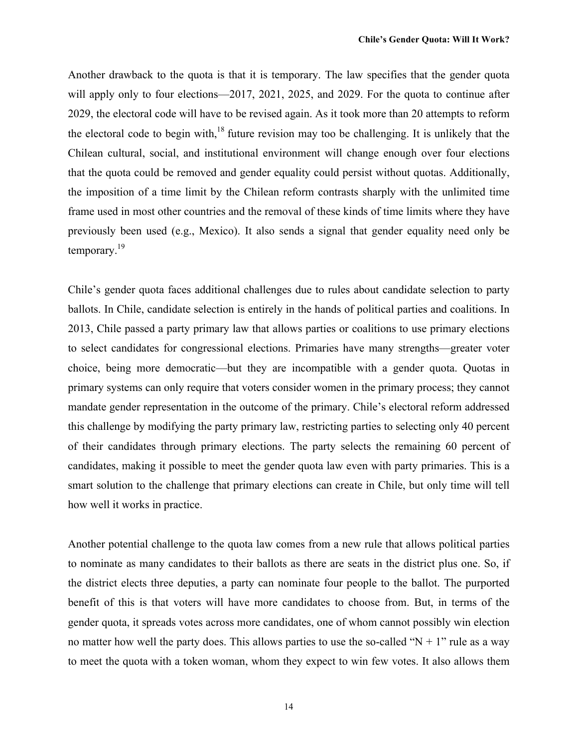Another drawback to the quota is that it is temporary. The law specifies that the gender quota will apply only to four elections—2017, 2021, 2025, and 2029. For the quota to continue after 2029, the electoral code will have to be revised again. As it took more than 20 attempts to reform the electoral code to begin with,[18] future revision may too be challenging. It is unlikely that the Chilean cultural, social, and institutional environment will change enough over four elections that the quota could be removed and gender equality could persist without quotas. Additionally, the imposition of a time limit by the Chilean reform contrasts sharply with the unlimited time frame used in most other countries and the removal of these kinds of time limits where they have previously been used (e.g., Mexico). It also sends a signal that gender equality need only be temporary.[19]

Chile's gender quota faces additional challenges due to rules about candidate selection to party ballots. In Chile, candidate selection is entirely in the hands of political parties and coalitions. In 2013, Chile passed a party primary law that allows parties or coalitions to use primary elections to select candidates for congressional elections. Primaries have many strengths—greater voter choice, being more democratic—but they are incompatible with a gender quota. Quotas in primary systems can only require that voters consider women in the primary process; they cannot mandate gender representation in the outcome of the primary. Chile's electoral reform addressed this challenge by modifying the party primary law, restricting parties to selecting only 40 percent of their candidates through primary elections. The party selects the remaining 60 percent of candidates, making it possible to meet the gender quota law even with party primaries. This is a smart solution to the challenge that primary elections can create in Chile, but only time will tell how well it works in practice.

Another potential challenge to the quota law comes from a new rule that allows political parties to nominate as many candidates to their ballots as there are seats in the district plus one. So, if the district elects three deputies, a party can nominate four people to the ballot. The purported benefit of this is that voters will have more candidates to choose from. But, in terms of the gender quota, it spreads votes across more candidates, one of whom cannot possibly win election no matter how well the party does. This allows parties to use the so-called "N + 1" rule as a way to meet the quota with a token woman, whom they expect to win few votes. It also allows them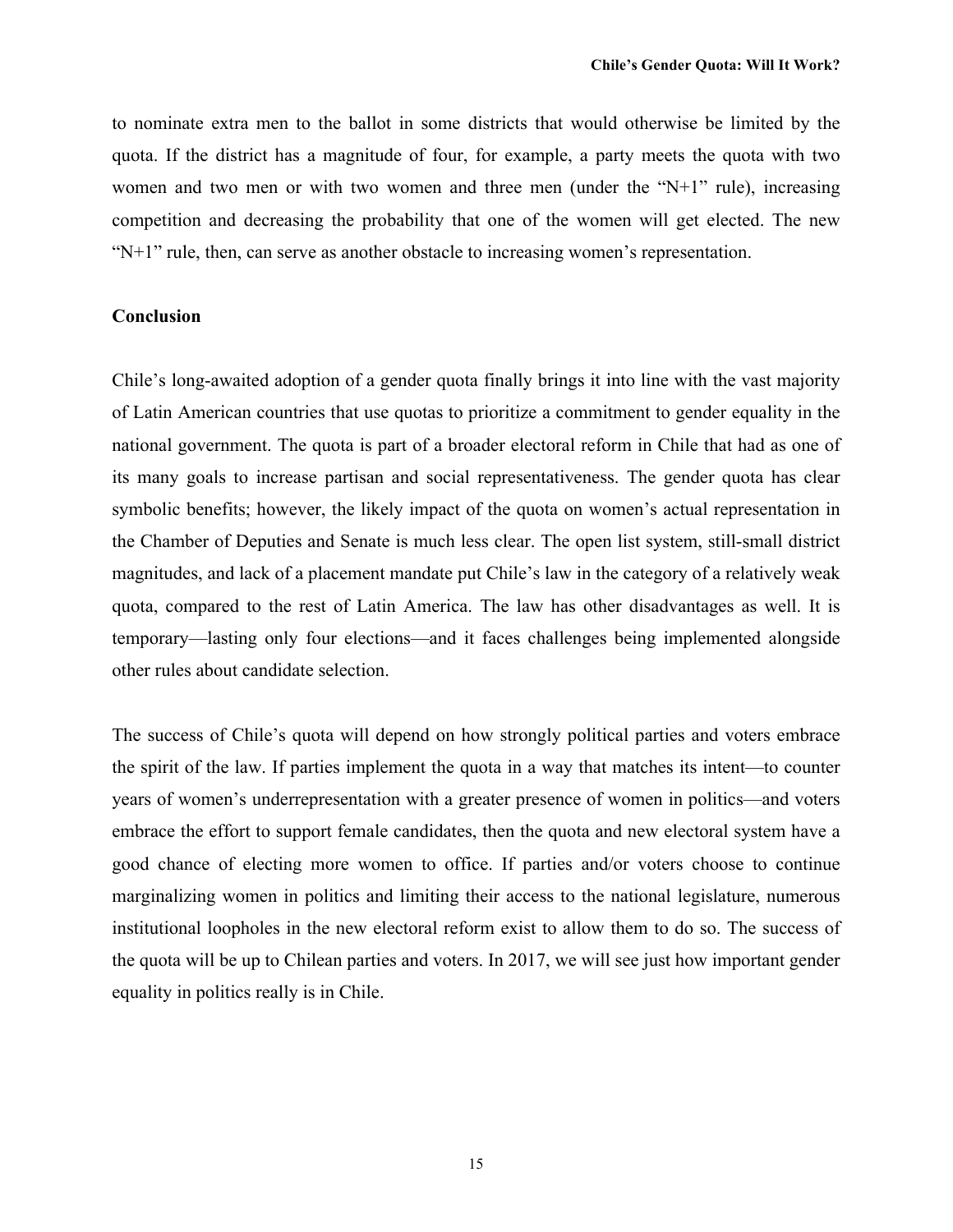to nominate extra men to the ballot in some districts that would otherwise be limited by the quota. If the district has a magnitude of four, for example, a party meets the quota with two women and two men or with two women and three men (under the "N+1" rule), increasing competition and decreasing the probability that one of the women will get elected. The new "N+1" rule, then, can serve as another obstacle to increasing women's representation.

## Conclusion

Chile's long-awaited adoption of a gender quota finally brings it into line with the vast majority of Latin American countries that use quotas to prioritize a commitment to gender equality in the national government. The quota is part of a broader electoral reform in Chile that had as one of its many goals to increase partisan and social representativeness. The gender quota has clear symbolic benefits; however, the likely impact of the quota on women's actual representation in the Chamber of Deputies and Senate is much less clear. The open list system, still-small district magnitudes, and lack of a placement mandate put Chile's law in the category of a relatively weak quota, compared to the rest of Latin America. The law has other disadvantages as well. It is temporary—lasting only four elections—and it faces challenges being implemented alongside other rules about candidate selection.

The success of Chile's quota will depend on how strongly political parties and voters embrace the spirit of the law. If parties implement the quota in a way that matches its intent—to counter years of women's underrepresentation with a greater presence of women in politics—and voters embrace the effort to support female candidates, then the quota and new electoral system have a good chance of electing more women to office. If parties and/or voters choose to continue marginalizing women in politics and limiting their access to the national legislature, numerous institutional loopholes in the new electoral reform exist to allow them to do so. The success of the quota will be up to Chilean parties and voters. In 2017, we will see just how important gender equality in politics really is in Chile.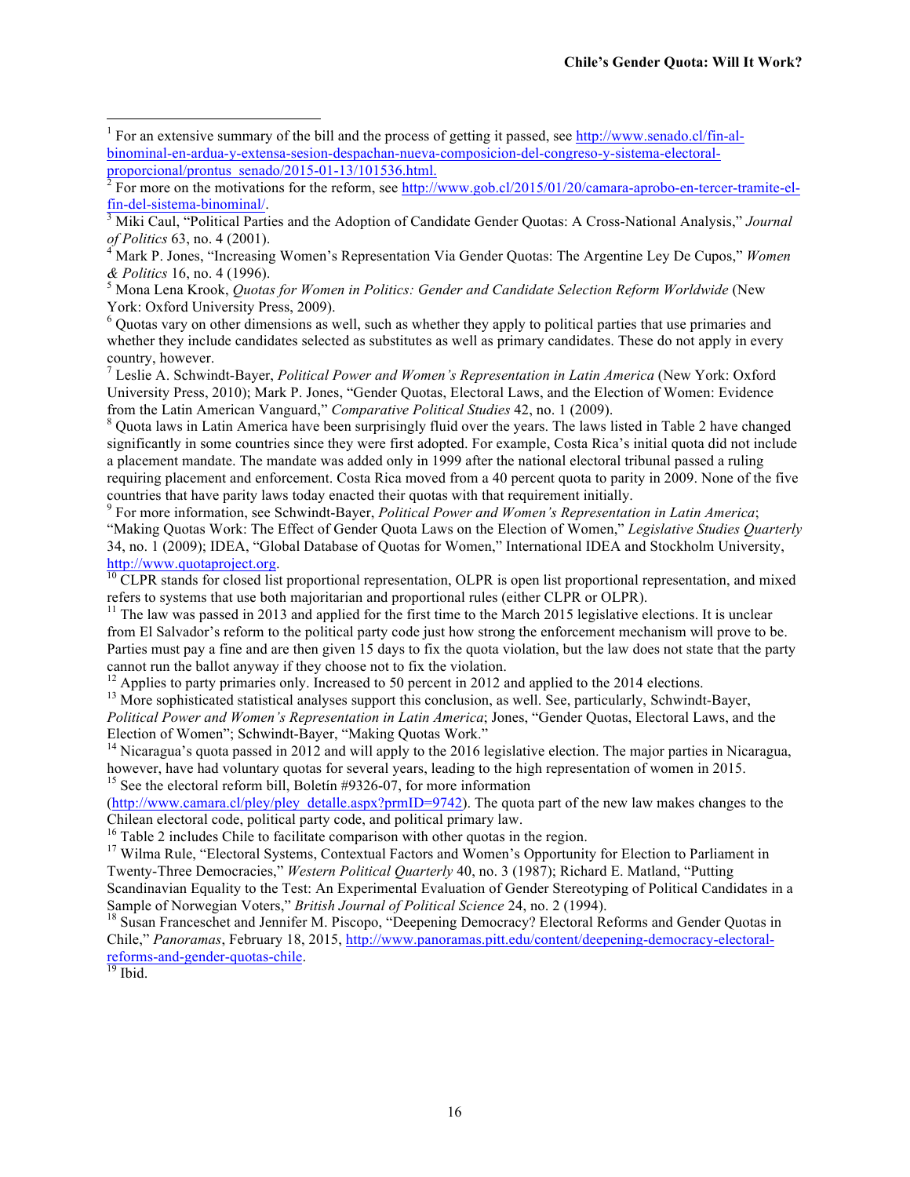[1] For an extensive summary of the bill and the process of getting it passed, see http://www.senado.cl/fin-al-binominal-en-ardua-y-extensa-sesion-despachan-nueva-composicion-del-congreso-y-sistema-electoral-proporcional/prontus_senado/2015-01-13/101536.html.

[2] For more on the motivations for the reform, see http://www.gob.cl/2015/01/20/camara-aprobo-en-tercer-tramite-el-fin-del-sistema-binominal/.

[3] Miki Caul, "Political Parties and the Adoption of Candidate Gender Quotas: A Cross-National Analysis," *Journal of Politics* 63, no. 4 (2001).

[4] Mark P. Jones, "Increasing Women's Representation Via Gender Quotas: The Argentine Ley De Cupos," *Women & Politics* 16, no. 4 (1996).

[5] Mona Lena Krook, *Quotas for Women in Politics: Gender and Candidate Selection Reform Worldwide* (New York: Oxford University Press, 2009).

[6] Quotas vary on other dimensions as well, such as whether they apply to political parties that use primaries and whether they include candidates selected as substitutes as well as primary candidates. These do not apply in every country, however.

[7] Leslie A. Schwindt-Bayer, *Political Power and Women's Representation in Latin America* (New York: Oxford University Press, 2010); Mark P. Jones, "Gender Quotas, Electoral Laws, and the Election of Women: Evidence from the Latin American Vanguard," *Comparative Political Studies* 42, no. 1 (2009).

[8] Quota laws in Latin America have been surprisingly fluid over the years. The laws listed in Table 2 have changed significantly in some countries since they were first adopted. For example, Costa Rica's initial quota did not include a placement mandate. The mandate was added only in 1999 after the national electoral tribunal passed a ruling requiring placement and enforcement. Costa Rica moved from a 40 percent quota to parity in 2009. None of the five countries that have parity laws today enacted their quotas with that requirement initially.

[9] For more information, see Schwindt-Bayer, *Political Power and Women's Representation in Latin America*; "Making Quotas Work: The Effect of Gender Quota Laws on the Election of Women," *Legislative Studies Quarterly* 34, no. 1 (2009); IDEA, "Global Database of Quotas for Women," International IDEA and Stockholm University, http://www.quotaproject.org.

[10] CLPR stands for closed list proportional representation, OLPR is open list proportional representation, and mixed refers to systems that use both majoritarian and proportional rules (either CLPR or OLPR).

[11] The law was passed in 2013 and applied for the first time to the March 2015 legislative elections. It is unclear from El Salvador's reform to the political party code just how strong the enforcement mechanism will prove to be. Parties must pay a fine and are then given 15 days to fix the quota violation, but the law does not state that the party cannot run the ballot anyway if they choose not to fix the violation.

[12] Applies to party primaries only. Increased to 50 percent in 2012 and applied to the 2014 elections.

[13] More sophisticated statistical analyses support this conclusion, as well. See, particularly, Schwindt-Bayer, *Political Power and Women's Representation in Latin America*; Jones, "Gender Quotas, Electoral Laws, and the Election of Women"; Schwindt-Bayer, "Making Quotas Work."

[14] Nicaragua's quota passed in 2012 and will apply to the 2016 legislative election. The major parties in Nicaragua, however, have had voluntary quotas for several years, leading to the high representation of women in 2015.

[15] See the electoral reform bill, Boletín #9326-07, for more information (http://www.camara.cl/pley/pley_detalle.aspx?prmID=9742). The quota part of the new law makes changes to the Chilean electoral code, political party code, and political primary law.

[16] Table 2 includes Chile to facilitate comparison with other quotas in the region.

[17] Wilma Rule, "Electoral Systems, Contextual Factors and Women's Opportunity for Election to Parliament in Twenty-Three Democracies," *Western Political Quarterly* 40, no. 3 (1987); Richard E. Matland, "Putting Scandinavian Equality to the Test: An Experimental Evaluation of Gender Stereotyping of Political Candidates in a Sample of Norwegian Voters," *British Journal of Political Science* 24, no. 2 (1994).

[18] Susan Franceschet and Jennifer M. Piscopo, "Deepening Democracy? Electoral Reforms and Gender Quotas in Chile," *Panoramas*, February 18, 2015, http://www.panoramas.pitt.edu/content/deepening-democracy-electoral-reforms-and-gender-quotas-chile.

[19] Ibid.